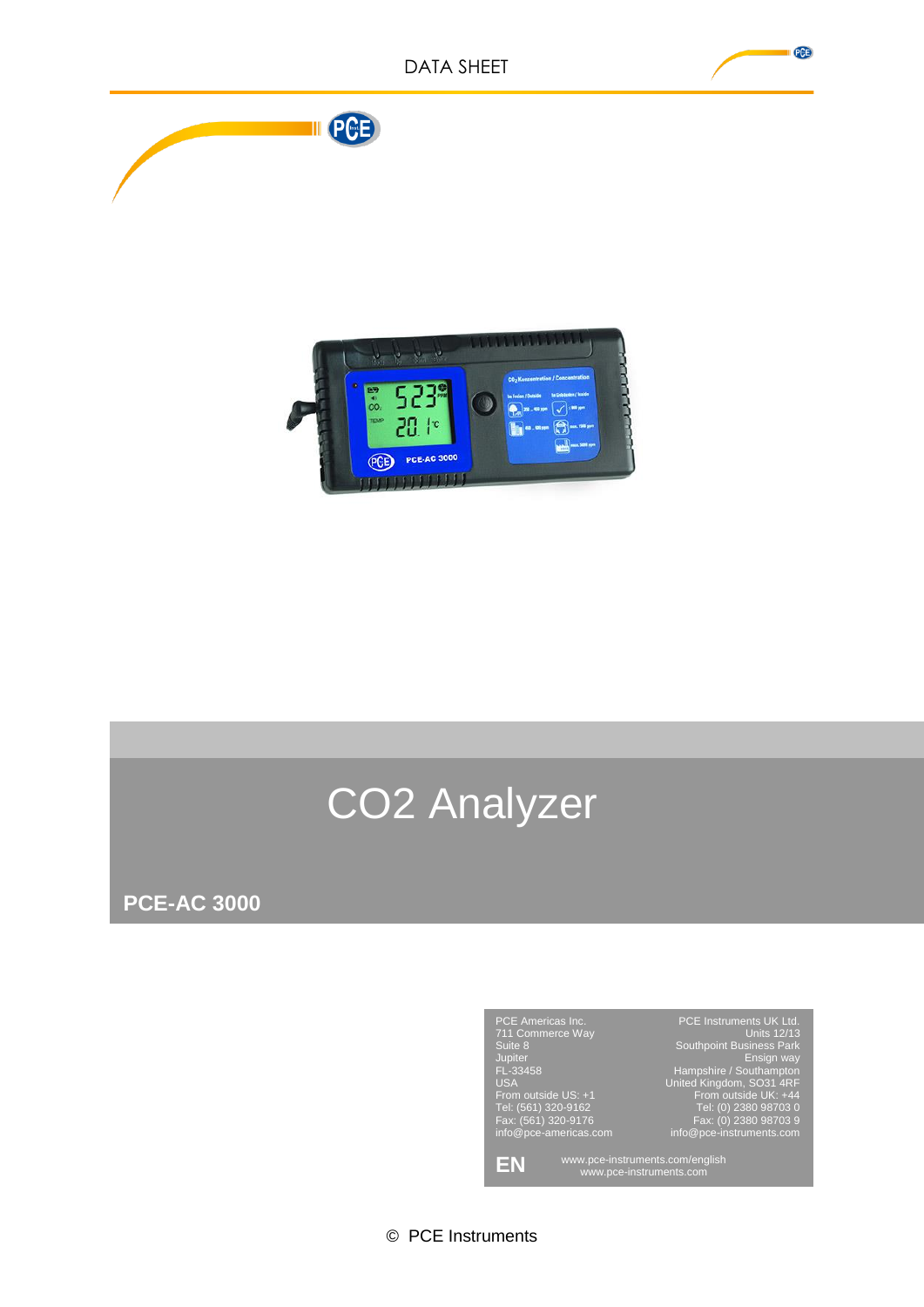DATA SHEET

# CO2 Analyzer

## PCE-AC 3000

PCE Americas Inc.
711 Commerce Way
Suite 8
Jupiter
FL-33458
USA
From outside US: +1
Tel: (561) 320-9162
Fax: (561) 320-9176
info@pce-americas.com

PCE Instruments UK Ltd.
Units 12/13
Southpoint Business Park
Ensign way
Hampshire / Southampton
United Kingdom, SO31 4RF
From outside UK: +44
Tel: (0) 2380 98703 0
Fax: (0) 2380 98703 9
info@pce-instruments.com

**EN**

www.pce-instruments.com/english
www.pce-instruments.com

© PCE Instruments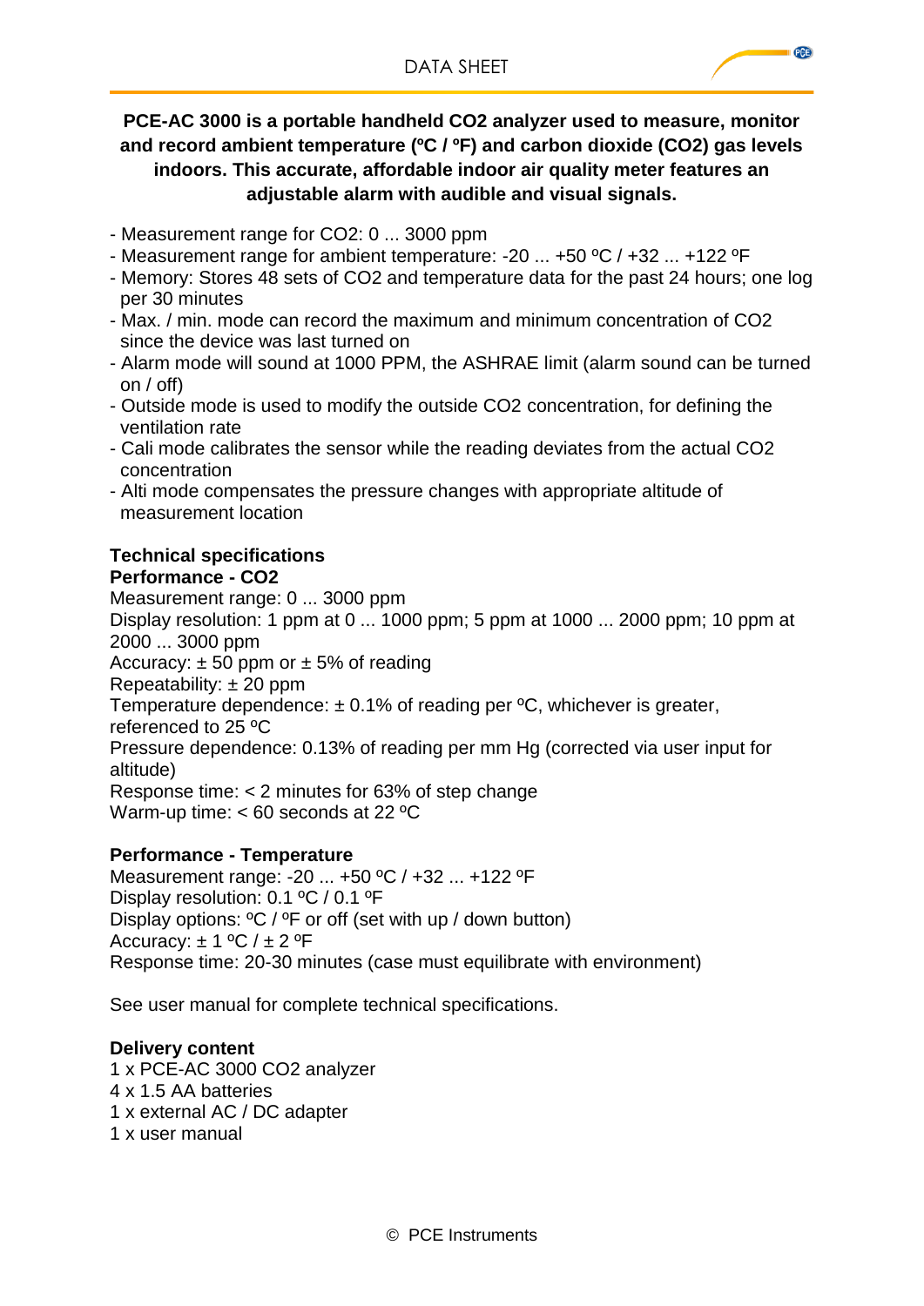**PCE-AC 3000 is a portable handheld $CO_2$ analyzer used to measure, monitor and record ambient temperature (ºC / ºF) and carbon dioxide ($CO_2$) gas levels indoors. This accurate, affordable indoor air quality meter features an adjustable alarm with audible and visual signals.**

- Measurement range for $CO_2$: 0 ... 3000 ppm
- Measurement range for ambient temperature: -20 ... +50 ºC / +32 ... +122 ºF
- Memory: Stores 48 sets of $CO_2$ and temperature data for the past 24 hours; one log per 30 minutes
- Max. / min. mode can record the maximum and minimum concentration of $CO_2$ since the device was last turned on
- Alarm mode will sound at 1000 PPM, the ASHRAE limit (alarm sound can be turned on / off)
- Outside mode is used to modify the outside $CO_2$ concentration, for defining the ventilation rate
- Cali mode calibrates the sensor while the reading deviates from the actual $CO_2$ concentration
- Alti mode compensates the pressure changes with appropriate altitude of measurement location

## Technical specifications

### Performance - $CO_2$

Measurement range: 0 ... 3000 ppm
Display resolution: 1 ppm at 0 ... 1000 ppm; 5 ppm at 1000 ... 2000 ppm; 10 ppm at 2000 ... 3000 ppm
Accuracy: ± 50 ppm or ± 5% of reading
Repeatability: ± 20 ppm
Temperature dependence: ± 0.1% of reading per ºC, whichever is greater, referenced to 25 ºC
Pressure dependence: 0.13% of reading per mm Hg (corrected via user input for altitude)
Response time: < 2 minutes for 63% of step change
Warm-up time: < 60 seconds at 22 ºC

### Performance - Temperature

Measurement range: -20 ... +50 ºC / +32 ... +122 ºF
Display resolution: 0.1 ºC / 0.1 ºF
Display options: ºC / ºF or off (set with up / down button)
Accuracy: ± 1 ºC / ± 2 ºF
Response time: 20-30 minutes (case must equilibrate with environment)

See user manual for complete technical specifications.

### Delivery content

1 x PCE-AC 3000 $CO_2$ analyzer
4 x 1.5 AA batteries
1 x external AC / DC adapter
1 x user manual